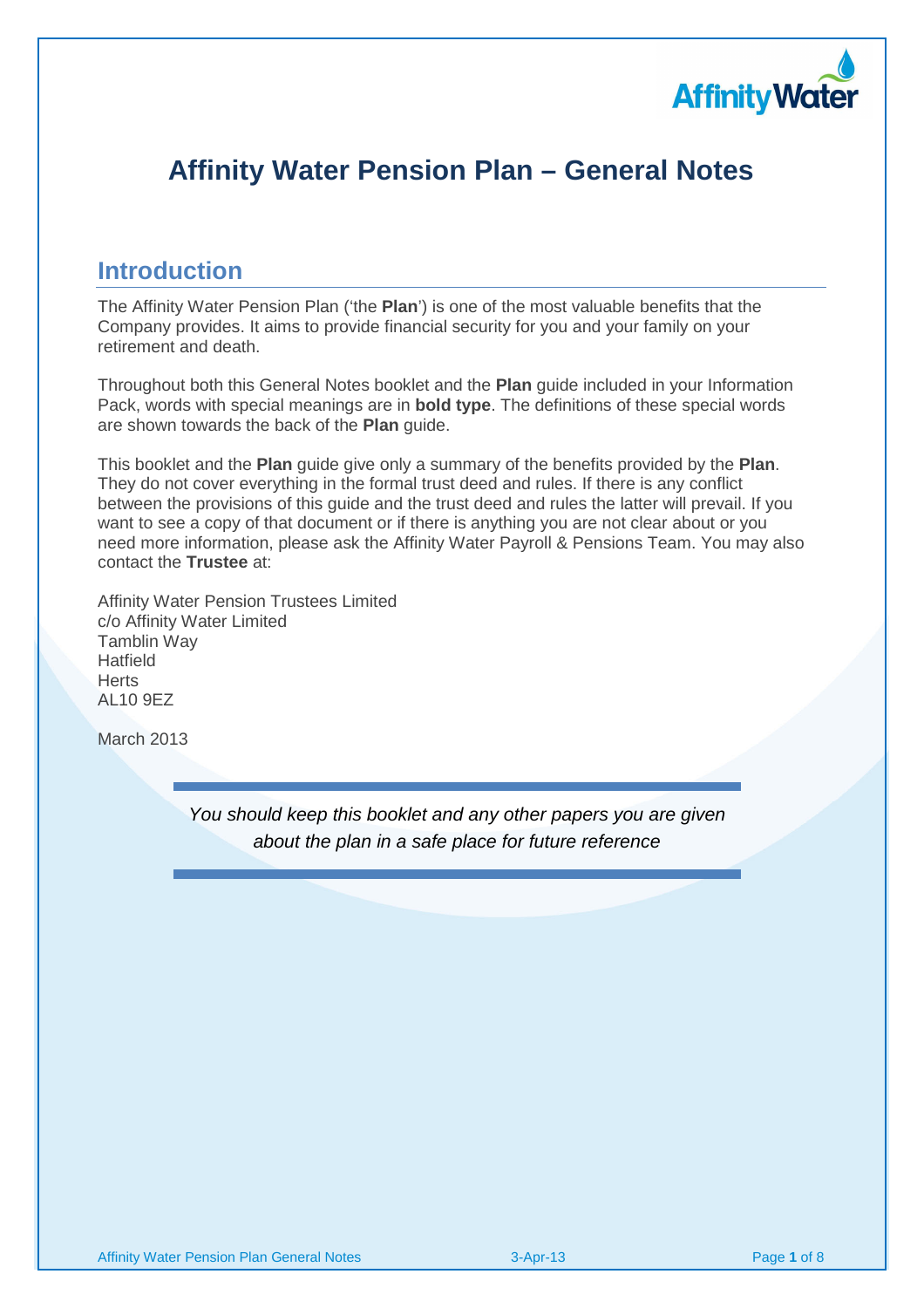# Affinity Water Pension Plan – General Notes

## Introduction

The Affinity Water Pension Plan ('the **Plan**') is one of the most valuable benefits that the Company provides. It aims to provide financial security for you and your family on your retirement and death.

Throughout both this General Notes booklet and the **Plan** guide included in your Information Pack, words with special meanings are in **bold type**. The definitions of these special words are shown towards the back of the **Plan** guide.

This booklet and the **Plan** guide give only a summary of the benefits provided by the **Plan**. They do not cover everything in the formal trust deed and rules. If there is any conflict between the provisions of this guide and the trust deed and rules the latter will prevail. If you want to see a copy of that document or if there is anything you are not clear about or you need more information, please ask the Affinity Water Payroll & Pensions Team. You may also contact the **Trustee** at:

Affinity Water Pension Trustees Limited
c/o Affinity Water Limited
Tamblin Way
Hatfield
Herts
AL10 9EZ

March 2013

*You should keep this booklet and any other papers you are given about the plan in a safe place for future reference*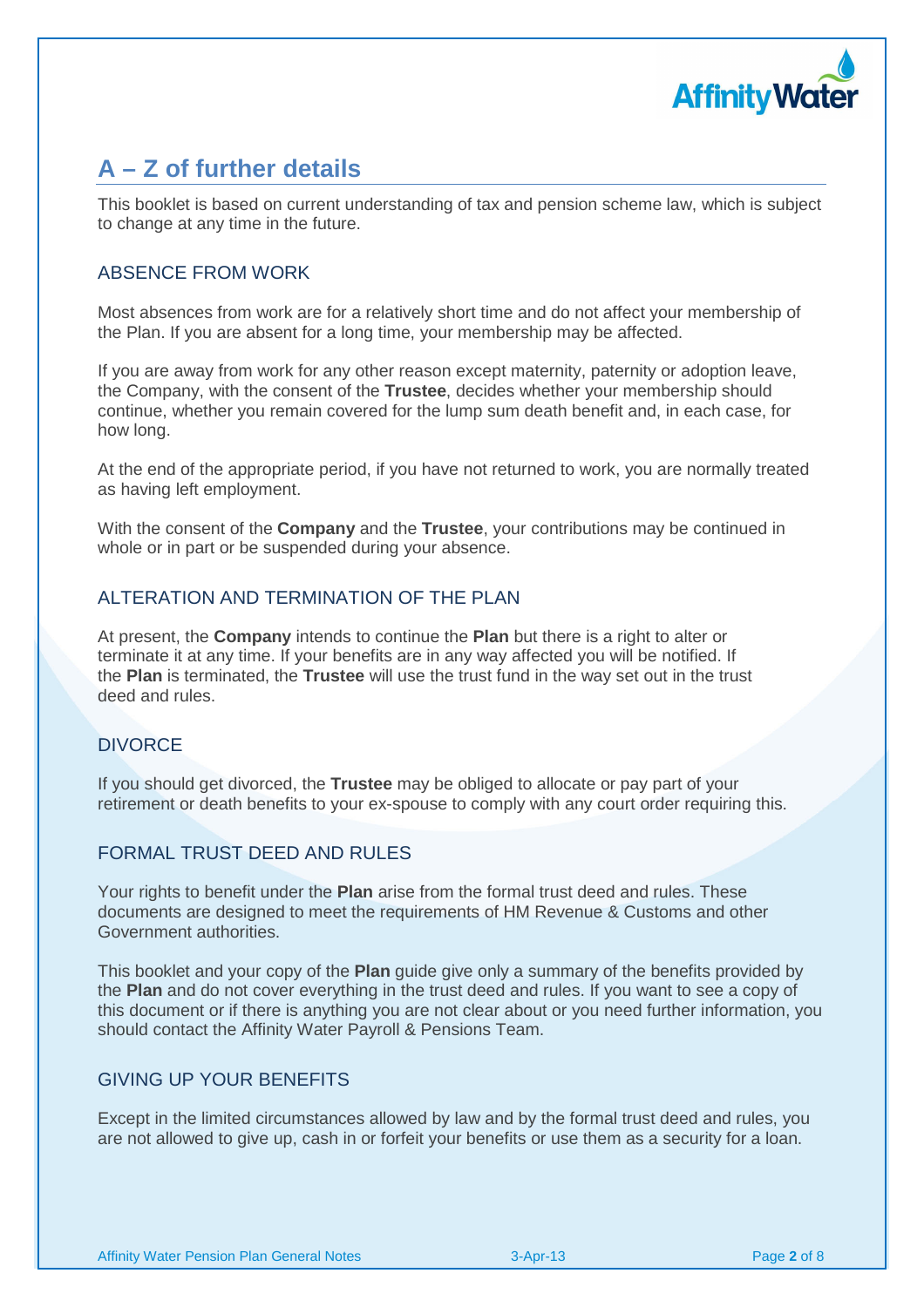# A – Z of further details

This booklet is based on current understanding of tax and pension scheme law, which is subject to change at any time in the future.

## ABSENCE FROM WORK

Most absences from work are for a relatively short time and do not affect your membership of the Plan. If you are absent for a long time, your membership may be affected.

If you are away from work for any other reason except maternity, paternity or adoption leave, the Company, with the consent of the **Trustee**, decides whether your membership should continue, whether you remain covered for the lump sum death benefit and, in each case, for how long.

At the end of the appropriate period, if you have not returned to work, you are normally treated as having left employment.

With the consent of the **Company** and the **Trustee**, your contributions may be continued in whole or in part or be suspended during your absence.

## ALTERATION AND TERMINATION OF THE PLAN

At present, the **Company** intends to continue the **Plan** but there is a right to alter or terminate it at any time. If your benefits are in any way affected you will be notified. If the **Plan** is terminated, the **Trustee** will use the trust fund in the way set out in the trust deed and rules.

## DIVORCE

If you should get divorced, the **Trustee** may be obliged to allocate or pay part of your retirement or death benefits to your ex-spouse to comply with any court order requiring this.

## FORMAL TRUST DEED AND RULES

Your rights to benefit under the **Plan** arise from the formal trust deed and rules. These documents are designed to meet the requirements of HM Revenue & Customs and other Government authorities.

This booklet and your copy of the **Plan** guide give only a summary of the benefits provided by the **Plan** and do not cover everything in the trust deed and rules. If you want to see a copy of this document or if there is anything you are not clear about or you need further information, you should contact the Affinity Water Payroll & Pensions Team.

## GIVING UP YOUR BENEFITS

Except in the limited circumstances allowed by law and by the formal trust deed and rules, you are not allowed to give up, cash in or forfeit your benefits or use them as a security for a loan.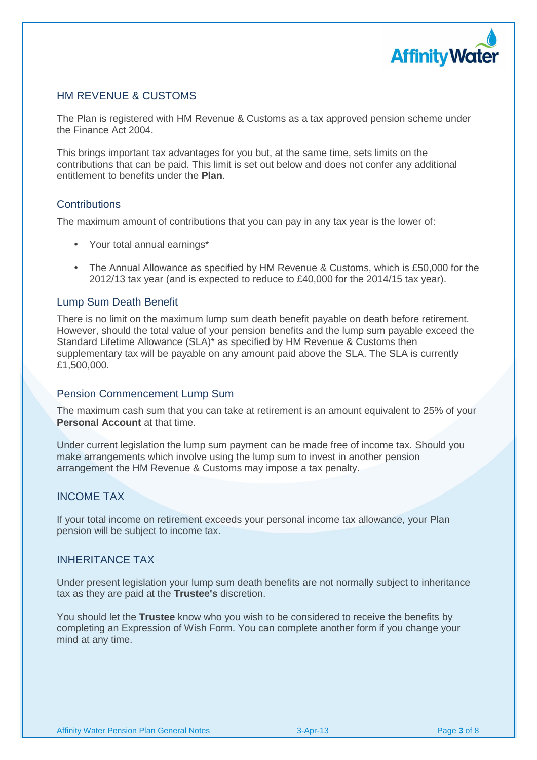## HM REVENUE & CUSTOMS

The Plan is registered with HM Revenue & Customs as a tax approved pension scheme under the Finance Act 2004.

This brings important tax advantages for you but, at the same time, sets limits on the contributions that can be paid. This limit is set out below and does not confer any additional entitlement to benefits under the **Plan**.

### Contributions

The maximum amount of contributions that you can pay in any tax year is the lower of:

- Your total annual earnings*
- The Annual Allowance as specified by HM Revenue & Customs, which is £50,000 for the 2012/13 tax year (and is expected to reduce to £40,000 for the 2014/15 tax year).

### Lump Sum Death Benefit

There is no limit on the maximum lump sum death benefit payable on death before retirement. However, should the total value of your pension benefits and the lump sum payable exceed the Standard Lifetime Allowance (SLA)* as specified by HM Revenue & Customs then supplementary tax will be payable on any amount paid above the SLA. The SLA is currently £1,500,000.

### Pension Commencement Lump Sum

The maximum cash sum that you can take at retirement is an amount equivalent to 25% of your **Personal Account** at that time.

Under current legislation the lump sum payment can be made free of income tax. Should you make arrangements which involve using the lump sum to invest in another pension arrangement the HM Revenue & Customs may impose a tax penalty.

## INCOME TAX

If your total income on retirement exceeds your personal income tax allowance, your Plan pension will be subject to income tax.

## INHERITANCE TAX

Under present legislation your lump sum death benefits are not normally subject to inheritance tax as they are paid at the **Trustee's** discretion.

You should let the **Trustee** know who you wish to be considered to receive the benefits by completing an Expression of Wish Form. You can complete another form if you change your mind at any time.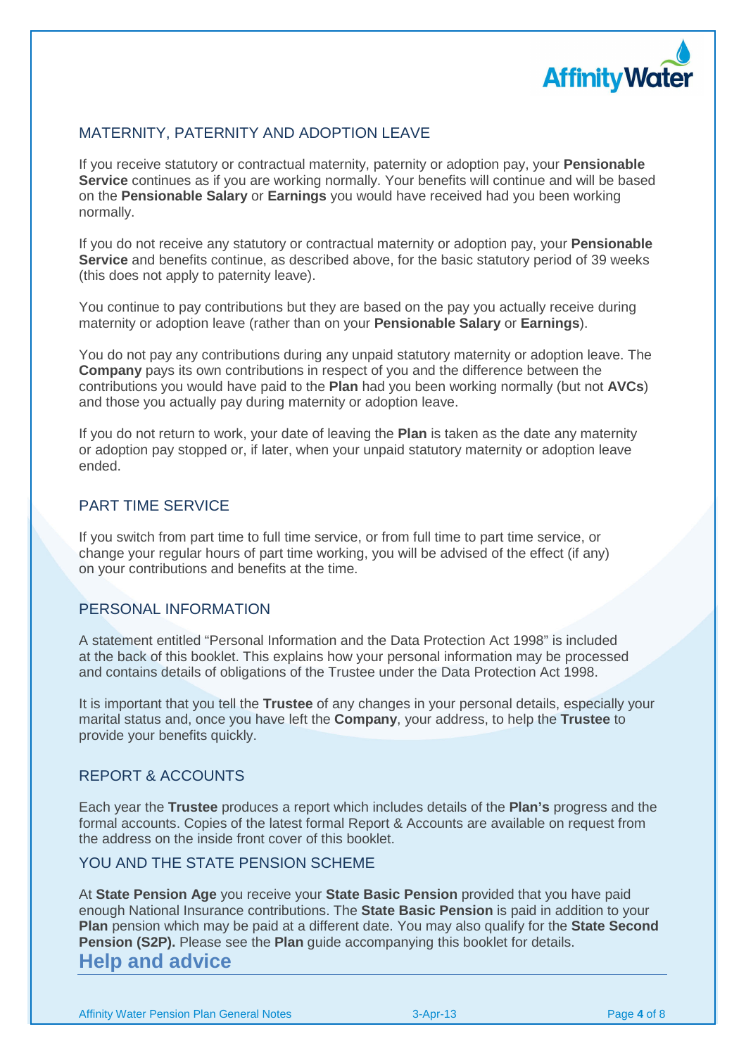## MATERNITY, PATERNITY AND ADOPTION LEAVE

If you receive statutory or contractual maternity, paternity or adoption pay, your **Pensionable Service** continues as if you are working normally. Your benefits will continue and will be based on the **Pensionable Salary** or **Earnings** you would have received had you been working normally.

If you do not receive any statutory or contractual maternity or adoption pay, your **Pensionable Service** and benefits continue, as described above, for the basic statutory period of 39 weeks (this does not apply to paternity leave).

You continue to pay contributions but they are based on the pay you actually receive during maternity or adoption leave (rather than on your **Pensionable Salary** or **Earnings**).

You do not pay any contributions during any unpaid statutory maternity or adoption leave. The **Company** pays its own contributions in respect of you and the difference between the contributions you would have paid to the **Plan** had you been working normally (but not **AVCs**) and those you actually pay during maternity or adoption leave.

If you do not return to work, your date of leaving the **Plan** is taken as the date any maternity or adoption pay stopped or, if later, when your unpaid statutory maternity or adoption leave ended.

## PART TIME SERVICE

If you switch from part time to full time service, or from full time to part time service, or change your regular hours of part time working, you will be advised of the effect (if any) on your contributions and benefits at the time.

## PERSONAL INFORMATION

A statement entitled "Personal Information and the Data Protection Act 1998" is included at the back of this booklet. This explains how your personal information may be processed and contains details of obligations of the Trustee under the Data Protection Act 1998.

It is important that you tell the **Trustee** of any changes in your personal details, especially your marital status and, once you have left the **Company**, your address, to help the **Trustee** to provide your benefits quickly.

## REPORT & ACCOUNTS

Each year the **Trustee** produces a report which includes details of the **Plan's** progress and the formal accounts. Copies of the latest formal Report & Accounts are available on request from the address on the inside front cover of this booklet.

## YOU AND THE STATE PENSION SCHEME

At **State Pension Age** you receive your **State Basic Pension** provided that you have paid enough National Insurance contributions. The **State Basic Pension** is paid in addition to your **Plan** pension which may be paid at a different date. You may also qualify for the **State Second Pension (S2P).** Please see the **Plan** guide accompanying this booklet for details.

# Help and advice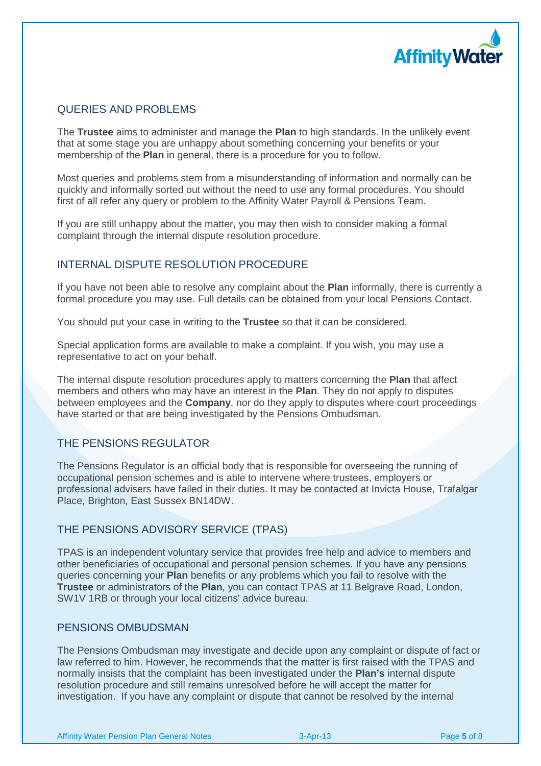## QUERIES AND PROBLEMS

The **Trustee** aims to administer and manage the **Plan** to high standards. In the unlikely event that at some stage you are unhappy about something concerning your benefits or your membership of the **Plan** in general, there is a procedure for you to follow.

Most queries and problems stem from a misunderstanding of information and normally can be quickly and informally sorted out without the need to use any formal procedures. You should first of all refer any query or problem to the Affinity Water Payroll & Pensions Team.

If you are still unhappy about the matter, you may then wish to consider making a formal complaint through the internal dispute resolution procedure.

## INTERNAL DISPUTE RESOLUTION PROCEDURE

If you have not been able to resolve any complaint about the **Plan** informally, there is currently a formal procedure you may use. Full details can be obtained from your local Pensions Contact.

You should put your case in writing to the **Trustee** so that it can be considered.

Special application forms are available to make a complaint. If you wish, you may use a representative to act on your behalf.

The internal dispute resolution procedures apply to matters concerning the **Plan** that affect members and others who may have an interest in the **Plan**. They do not apply to disputes between employees and the **Company**, nor do they apply to disputes where court proceedings have started or that are being investigated by the Pensions Ombudsman.

## THE PENSIONS REGULATOR

The Pensions Regulator is an official body that is responsible for overseeing the running of occupational pension schemes and is able to intervene where trustees, employers or professional advisers have failed in their duties. It may be contacted at Invicta House, Trafalgar Place, Brighton, East Sussex BN14DW.

## THE PENSIONS ADVISORY SERVICE (TPAS)

TPAS is an independent voluntary service that provides free help and advice to members and other beneficiaries of occupational and personal pension schemes. If you have any pensions queries concerning your **Plan** benefits or any problems which you fail to resolve with the **Trustee** or administrators of the **Plan**, you can contact TPAS at 11 Belgrave Road, London, SW1V 1RB or through your local citizens' advice bureau.

## PENSIONS OMBUDSMAN

The Pensions Ombudsman may investigate and decide upon any complaint or dispute of fact or law referred to him. However, he recommends that the matter is first raised with the TPAS and normally insists that the complaint has been investigated under the **Plan's** internal dispute resolution procedure and still remains unresolved before he will accept the matter for investigation. If you have any complaint or dispute that cannot be resolved by the internal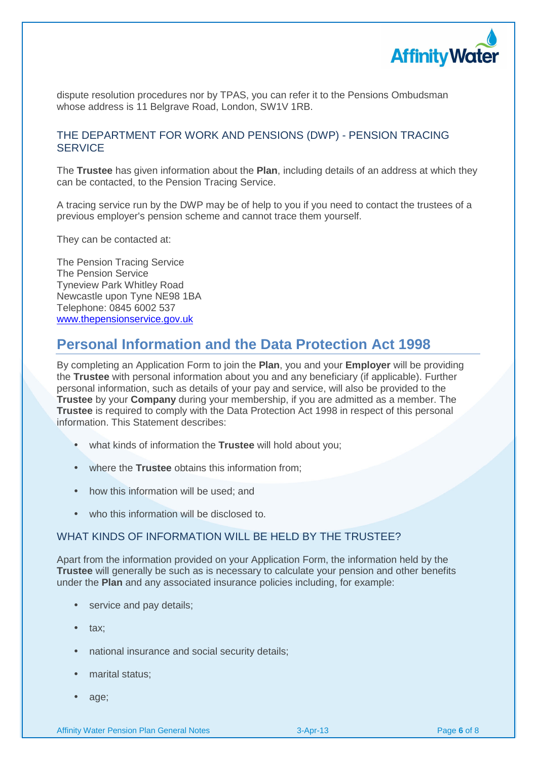dispute resolution procedures nor by TPAS, you can refer it to the Pensions Ombudsman whose address is 11 Belgrave Road, London, SW1V 1RB.

### THE DEPARTMENT FOR WORK AND PENSIONS (DWP) - PENSION TRACING SERVICE

The **Trustee** has given information about the **Plan**, including details of an address at which they can be contacted, to the Pension Tracing Service.

A tracing service run by the DWP may be of help to you if you need to contact the trustees of a previous employer's pension scheme and cannot trace them yourself.

They can be contacted at:

The Pension Tracing Service
The Pension Service
Tyneview Park Whitley Road
Newcastle upon Tyne NE98 1BA
Telephone: 0845 6002 537
www.thepensionservice.gov.uk

## Personal Information and the Data Protection Act 1998

By completing an Application Form to join the **Plan**, you and your **Employer** will be providing the **Trustee** with personal information about you and any beneficiary (if applicable). Further personal information, such as details of your pay and service, will also be provided to the **Trustee** by your **Company** during your membership, if you are admitted as a member. The **Trustee** is required to comply with the Data Protection Act 1998 in respect of this personal information. This Statement describes:

- what kinds of information the **Trustee** will hold about you;
- where the **Trustee** obtains this information from;
- how this information will be used; and
- who this information will be disclosed to.

### WHAT KINDS OF INFORMATION WILL BE HELD BY THE TRUSTEE?

Apart from the information provided on your Application Form, the information held by the **Trustee** will generally be such as is necessary to calculate your pension and other benefits under the **Plan** and any associated insurance policies including, for example:

- service and pay details;
- tax;
- national insurance and social security details;
- marital status;
- age;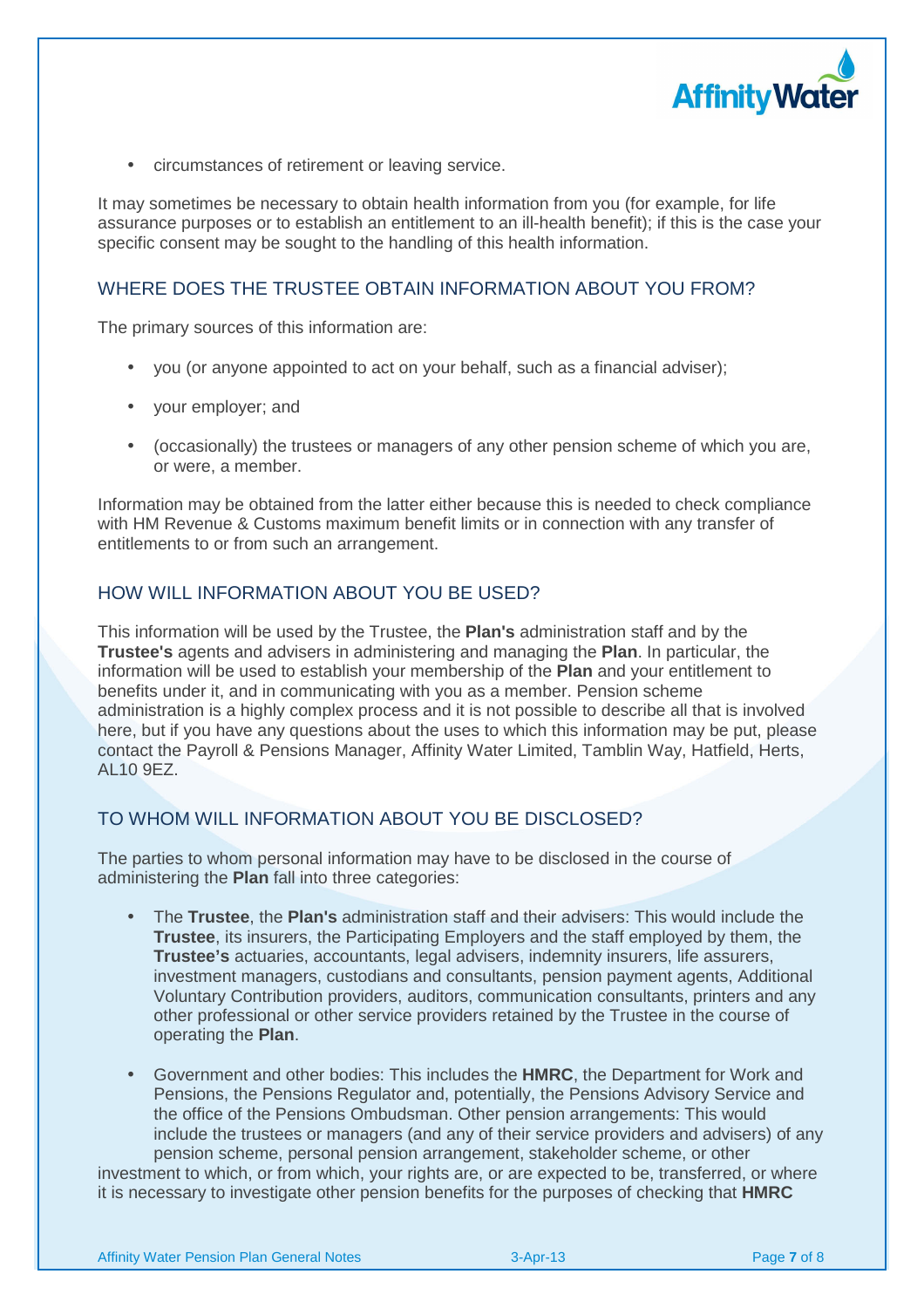- circumstances of retirement or leaving service.

It may sometimes be necessary to obtain health information from you (for example, for life assurance purposes or to establish an entitlement to an ill-health benefit); if this is the case your specific consent may be sought to the handling of this health information.

## WHERE DOES THE TRUSTEE OBTAIN INFORMATION ABOUT YOU FROM?

The primary sources of this information are:

- you (or anyone appointed to act on your behalf, such as a financial adviser);
- your employer; and
- (occasionally) the trustees or managers of any other pension scheme of which you are, or were, a member.

Information may be obtained from the latter either because this is needed to check compliance with HM Revenue & Customs maximum benefit limits or in connection with any transfer of entitlements to or from such an arrangement.

## HOW WILL INFORMATION ABOUT YOU BE USED?

This information will be used by the Trustee, the **Plan's** administration staff and by the **Trustee's** agents and advisers in administering and managing the **Plan**. In particular, the information will be used to establish your membership of the **Plan** and your entitlement to benefits under it, and in communicating with you as a member. Pension scheme administration is a highly complex process and it is not possible to describe all that is involved here, but if you have any questions about the uses to which this information may be put, please contact the Payroll & Pensions Manager, Affinity Water Limited, Tamblin Way, Hatfield, Herts, AL10 9EZ.

## TO WHOM WILL INFORMATION ABOUT YOU BE DISCLOSED?

The parties to whom personal information may have to be disclosed in the course of administering the **Plan** fall into three categories:

- The **Trustee**, the **Plan's** administration staff and their advisers: This would include the **Trustee**, its insurers, the Participating Employers and the staff employed by them, the **Trustee's** actuaries, accountants, legal advisers, indemnity insurers, life assurers, investment managers, custodians and consultants, pension payment agents, Additional Voluntary Contribution providers, auditors, communication consultants, printers and any other professional or other service providers retained by the Trustee in the course of operating the **Plan**.
- Government and other bodies: This includes the **HMRC**, the Department for Work and Pensions, the Pensions Regulator and, potentially, the Pensions Advisory Service and the office of the Pensions Ombudsman. Other pension arrangements: This would include the trustees or managers (and any of their service providers and advisers) of any pension scheme, personal pension arrangement, stakeholder scheme, or other

investment to which, or from which, your rights are, or are expected to be, transferred, or where it is necessary to investigate other pension benefits for the purposes of checking that **HMRC**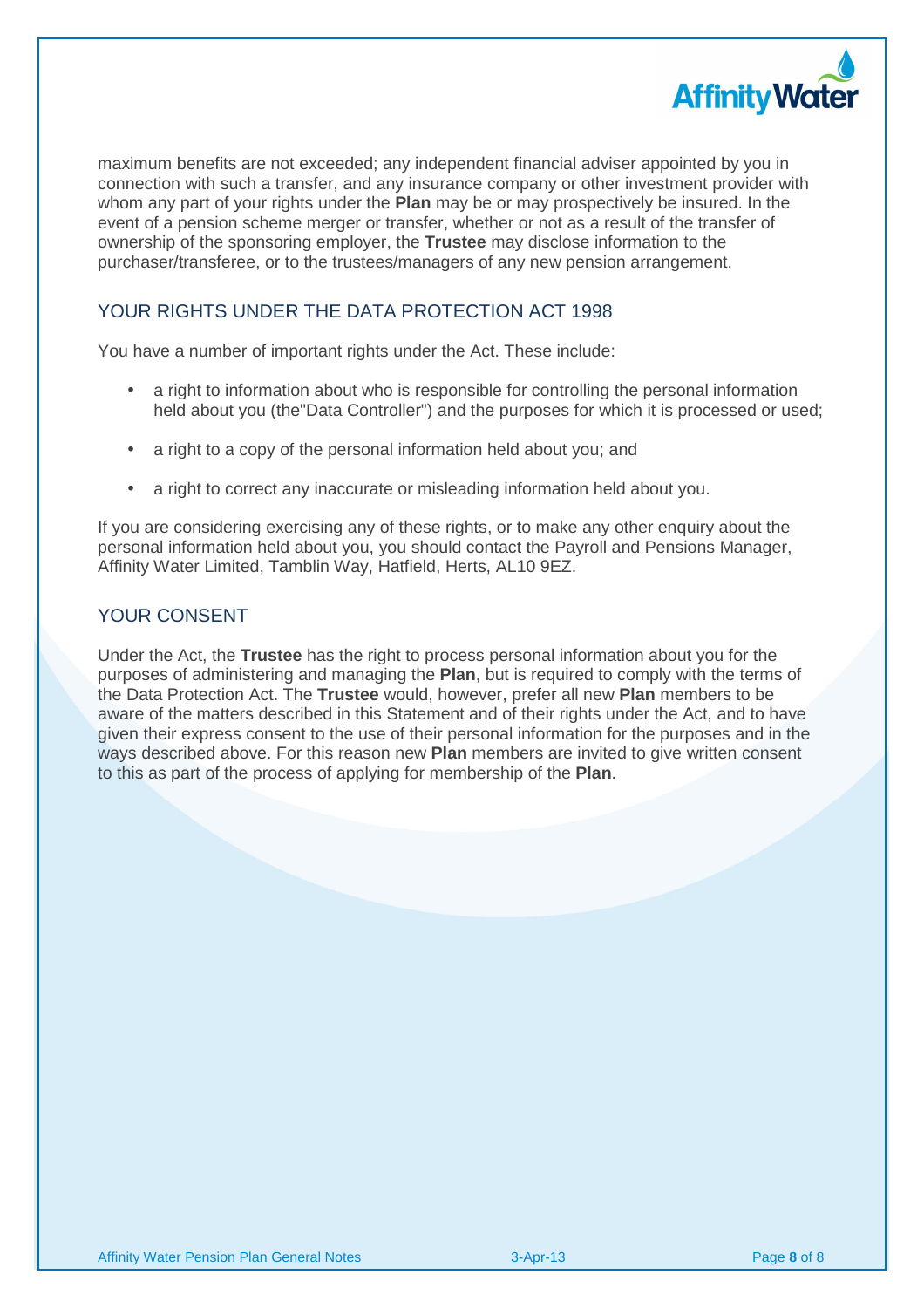maximum benefits are not exceeded; any independent financial adviser appointed by you in connection with such a transfer, and any insurance company or other investment provider with whom any part of your rights under the **Plan** may be or may prospectively be insured. In the event of a pension scheme merger or transfer, whether or not as a result of the transfer of ownership of the sponsoring employer, the **Trustee** may disclose information to the purchaser/transferee, or to the trustees/managers of any new pension arrangement.

## YOUR RIGHTS UNDER THE DATA PROTECTION ACT 1998

You have a number of important rights under the Act. These include:

- a right to information about who is responsible for controlling the personal information held about you (the"Data Controller") and the purposes for which it is processed or used;
- a right to a copy of the personal information held about you; and
- a right to correct any inaccurate or misleading information held about you.

If you are considering exercising any of these rights, or to make any other enquiry about the personal information held about you, you should contact the Payroll and Pensions Manager, Affinity Water Limited, Tamblin Way, Hatfield, Herts, AL10 9EZ.

## YOUR CONSENT

Under the Act, the **Trustee** has the right to process personal information about you for the purposes of administering and managing the **Plan**, but is required to comply with the terms of the Data Protection Act. The **Trustee** would, however, prefer all new **Plan** members to be aware of the matters described in this Statement and of their rights under the Act, and to have given their express consent to the use of their personal information for the purposes and in the ways described above. For this reason new **Plan** members are invited to give written consent to this as part of the process of applying for membership of the **Plan**.